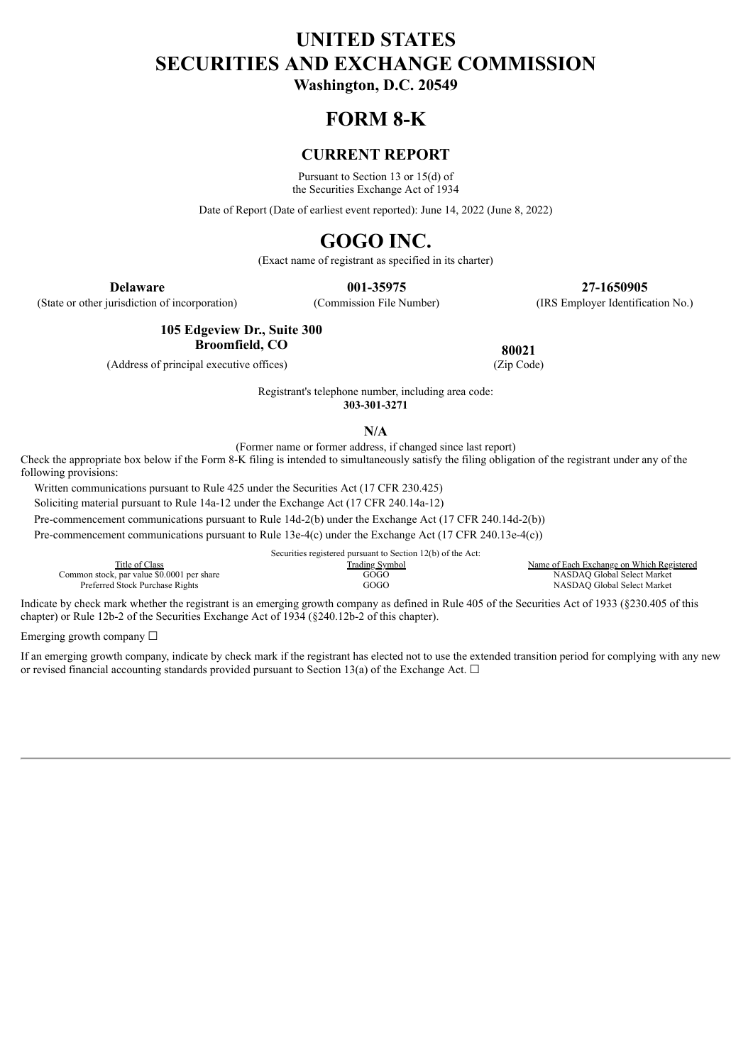# UNITED STATES
# SECURITIES AND EXCHANGE COMMISSION
**Washington, D.C. 20549**

# FORM 8-K

## CURRENT REPORT

Pursuant to Section 13 or 15(d) of
the Securities Exchange Act of 1934

Date of Report (Date of earliest event reported): June 14, 2022 (June 8, 2022)

# GOGO INC.

(Exact name of registrant as specified in its charter)

| **Delaware** | **001-35975** | **27-1650905** |
|---|---|---|
| (State or other jurisdiction of incorporation) | (Commission File Number) | (IRS Employer Identification No.) |

| **105 Edgeview Dr., Suite 300 Broomfield, CO** | **80021** |
|---|---|
| (Address of principal executive offices) | (Zip Code) |

Registrant's telephone number, including area code:
**303-301-3271**

**N/A**

(Former name or former address, if changed since last report)

Check the appropriate box below if the Form 8-K filing is intended to simultaneously satisfy the filing obligation of the registrant under any of the following provisions:

Written communications pursuant to Rule 425 under the Securities Act (17 CFR 230.425)

Soliciting material pursuant to Rule 14a-12 under the Exchange Act (17 CFR 240.14a-12)

Pre-commencement communications pursuant to Rule 14d-2(b) under the Exchange Act (17 CFR 240.14d-2(b))

Pre-commencement communications pursuant to Rule 13e-4(c) under the Exchange Act (17 CFR 240.13e-4(c))

Securities registered pursuant to Section 12(b) of the Act:

| Title of Class | Trading Symbol | Name of Each Exchange on Which Registered |
|---|---|---|
| Common stock, par value $0.0001 per share | GOGO | NASDAQ Global Select Market |
| Preferred Stock Purchase Rights | GOGO | NASDAQ Global Select Market |

Indicate by check mark whether the registrant is an emerging growth company as defined in Rule 405 of the Securities Act of 1933 (§230.405 of this chapter) or Rule 12b-2 of the Securities Exchange Act of 1934 (§240.12b-2 of this chapter).

Emerging growth company ☐

If an emerging growth company, indicate by check mark if the registrant has elected not to use the extended transition period for complying with any new or revised financial accounting standards provided pursuant to Section 13(a) of the Exchange Act. ☐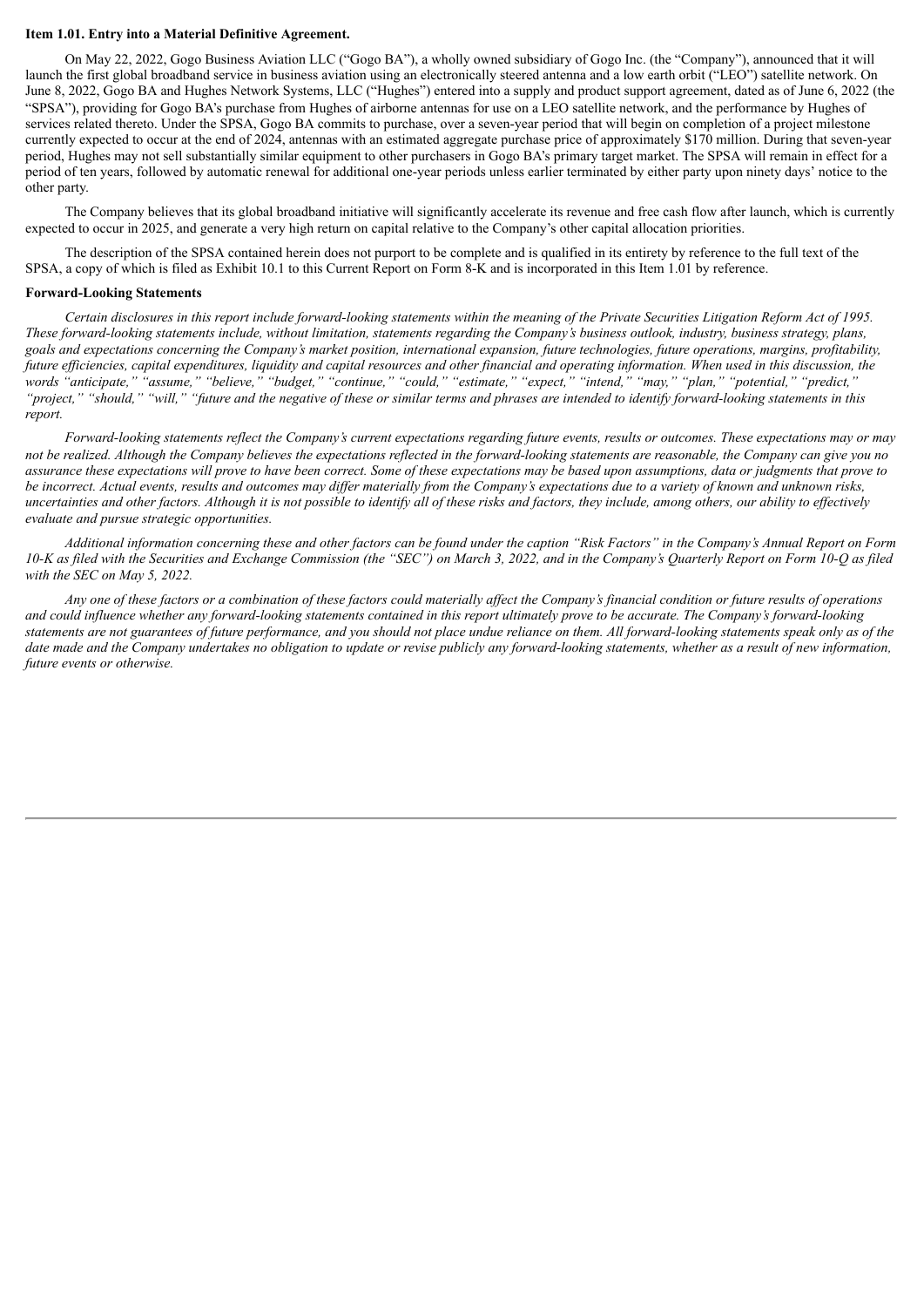**Item 1.01. Entry into a Material Definitive Agreement.**

On May 22, 2022, Gogo Business Aviation LLC ("Gogo BA"), a wholly owned subsidiary of Gogo Inc. (the "Company"), announced that it will launch the first global broadband service in business aviation using an electronically steered antenna and a low earth orbit ("LEO") satellite network. On June 8, 2022, Gogo BA and Hughes Network Systems, LLC ("Hughes") entered into a supply and product support agreement, dated as of June 6, 2022 (the "SPSA"), providing for Gogo BA's purchase from Hughes of airborne antennas for use on a LEO satellite network, and the performance by Hughes of services related thereto. Under the SPSA, Gogo BA commits to purchase, over a seven-year period that will begin on completion of a project milestone currently expected to occur at the end of 2024, antennas with an estimated aggregate purchase price of approximately $170 million. During that seven-year period, Hughes may not sell substantially similar equipment to other purchasers in Gogo BA's primary target market. The SPSA will remain in effect for a period of ten years, followed by automatic renewal for additional one-year periods unless earlier terminated by either party upon ninety days' notice to the other party.

The Company believes that its global broadband initiative will significantly accelerate its revenue and free cash flow after launch, which is currently expected to occur in 2025, and generate a very high return on capital relative to the Company's other capital allocation priorities.

The description of the SPSA contained herein does not purport to be complete and is qualified in its entirety by reference to the full text of the SPSA, a copy of which is filed as Exhibit 10.1 to this Current Report on Form 8-K and is incorporated in this Item 1.01 by reference.

**Forward-Looking Statements**

*Certain disclosures in this report include forward-looking statements within the meaning of the Private Securities Litigation Reform Act of 1995. These forward-looking statements include, without limitation, statements regarding the Company's business outlook, industry, business strategy, plans, goals and expectations concerning the Company's market position, international expansion, future technologies, future operations, margins, profitability, future efficiencies, capital expenditures, liquidity and capital resources and other financial and operating information. When used in this discussion, the words "anticipate," "assume," "believe," "budget," "continue," "could," "estimate," "expect," "intend," "may," "plan," "potential," "predict," "project," "should," "will," "future and the negative of these or similar terms and phrases are intended to identify forward-looking statements in this report.*

*Forward-looking statements reflect the Company's current expectations regarding future events, results or outcomes. These expectations may or may not be realized. Although the Company believes the expectations reflected in the forward-looking statements are reasonable, the Company can give you no assurance these expectations will prove to have been correct. Some of these expectations may be based upon assumptions, data or judgments that prove to be incorrect. Actual events, results and outcomes may differ materially from the Company's expectations due to a variety of known and unknown risks, uncertainties and other factors. Although it is not possible to identify all of these risks and factors, they include, among others, our ability to effectively evaluate and pursue strategic opportunities.*

*Additional information concerning these and other factors can be found under the caption "Risk Factors" in the Company's Annual Report on Form 10-K as filed with the Securities and Exchange Commission (the "SEC") on March 3, 2022, and in the Company's Quarterly Report on Form 10-Q as filed with the SEC on May 5, 2022.*

*Any one of these factors or a combination of these factors could materially affect the Company's financial condition or future results of operations and could influence whether any forward-looking statements contained in this report ultimately prove to be accurate. The Company's forward-looking statements are not guarantees of future performance, and you should not place undue reliance on them. All forward-looking statements speak only as of the date made and the Company undertakes no obligation to update or revise publicly any forward-looking statements, whether as a result of new information, future events or otherwise.*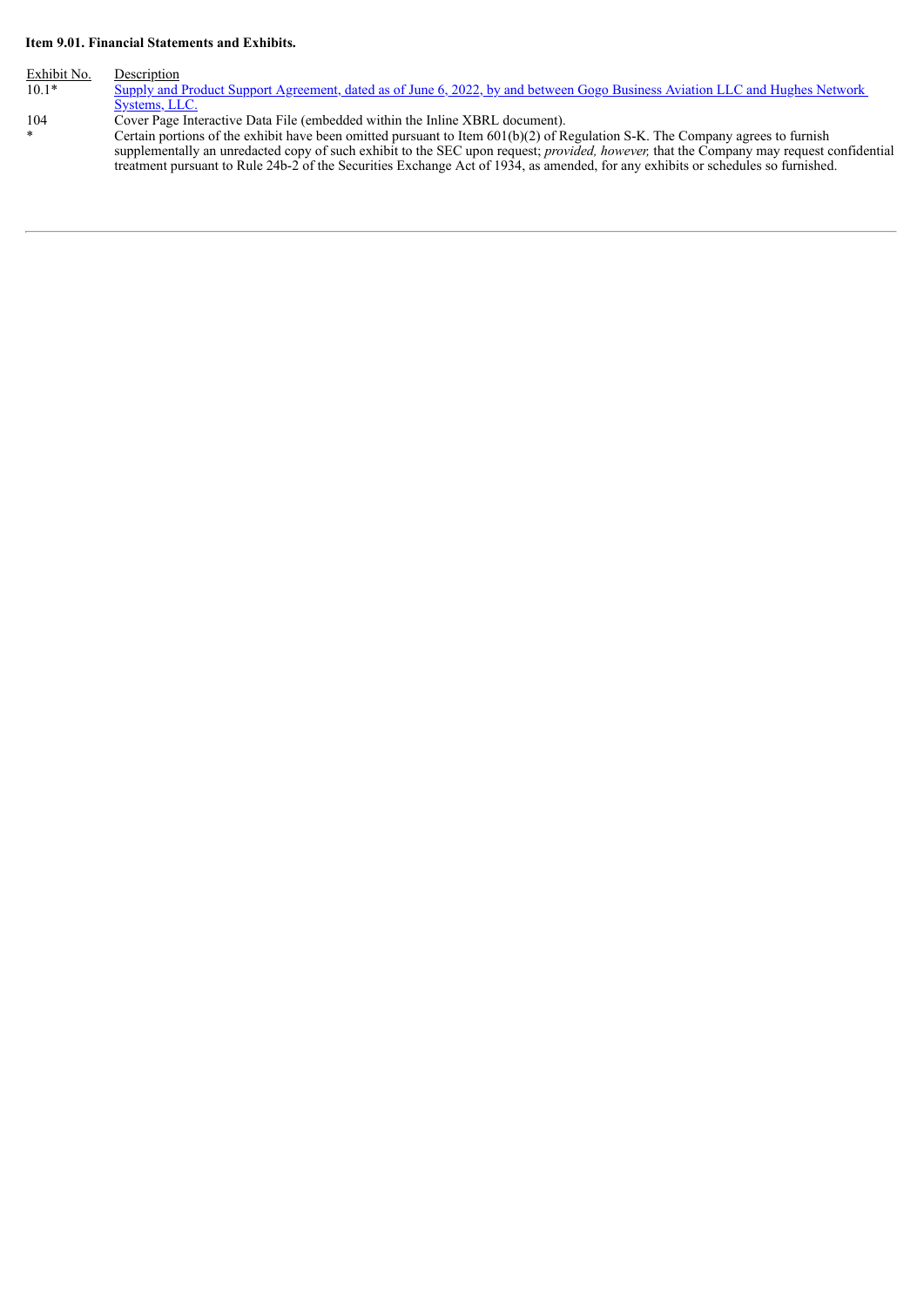**Item 9.01. Financial Statements and Exhibits.**

| Exhibit No. | Description |
|---|---|
| 10.1* | Supply and Product Support Agreement, dated as of June 6, 2022, by and between Gogo Business Aviation LLC and Hughes Network Systems, LLC. |
| 104 | Cover Page Interactive Data File (embedded within the Inline XBRL document). |
| * | Certain portions of the exhibit have been omitted pursuant to Item 601(b)(2) of Regulation S-K. The Company agrees to furnish supplementally an unredacted copy of such exhibit to the SEC upon request; *provided, however,* that the Company may request confidential treatment pursuant to Rule 24b-2 of the Securities Exchange Act of 1934, as amended, for any exhibits or schedules so furnished. |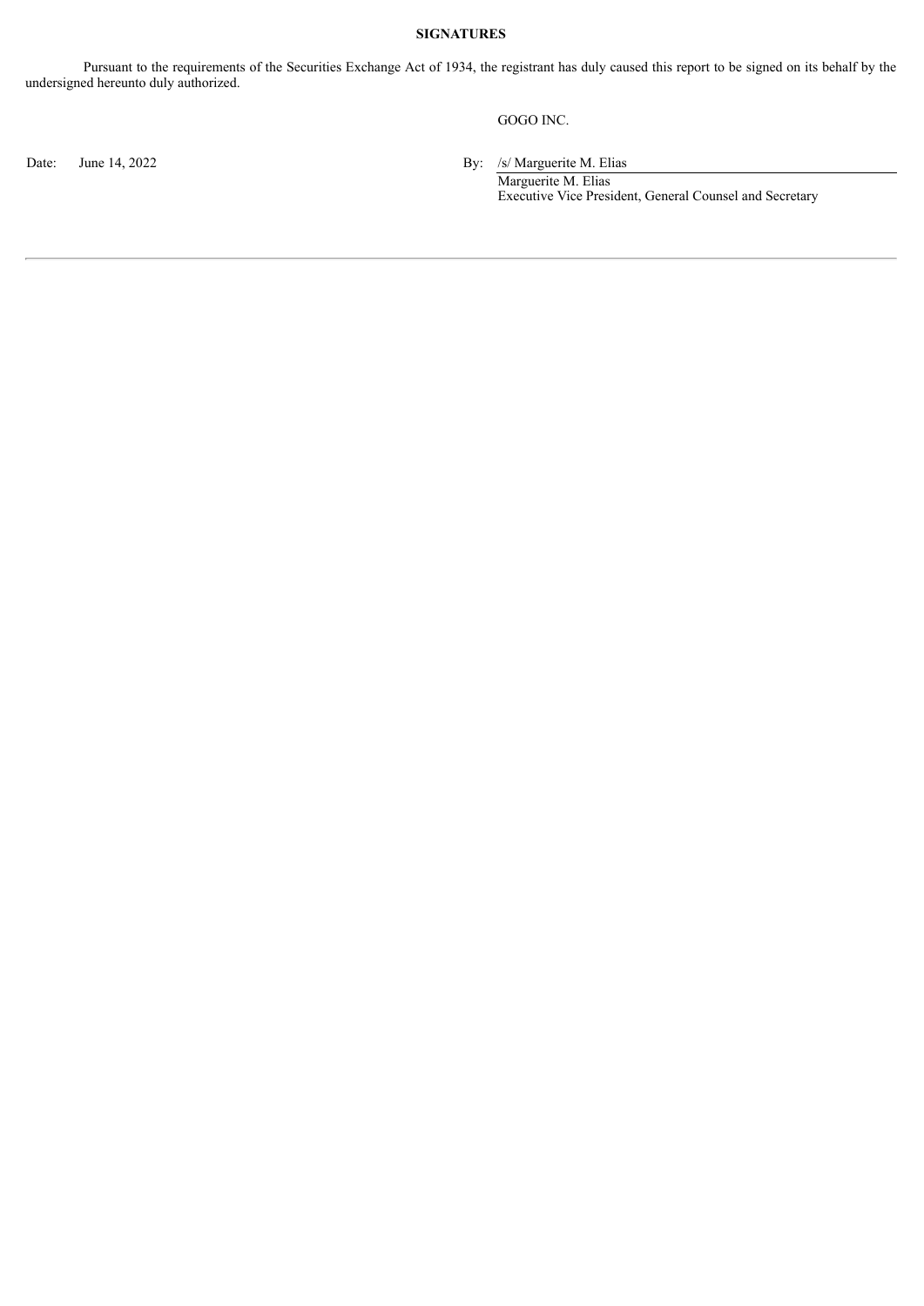**SIGNATURES**

Pursuant to the requirements of the Securities Exchange Act of 1934, the registrant has duly caused this report to be signed on its behalf by the undersigned hereunto duly authorized.

GOGO INC.

Date: June 14, 2022

By: /s/ Marguerite M. Elias
Marguerite M. Elias
Executive Vice President, General Counsel and Secretary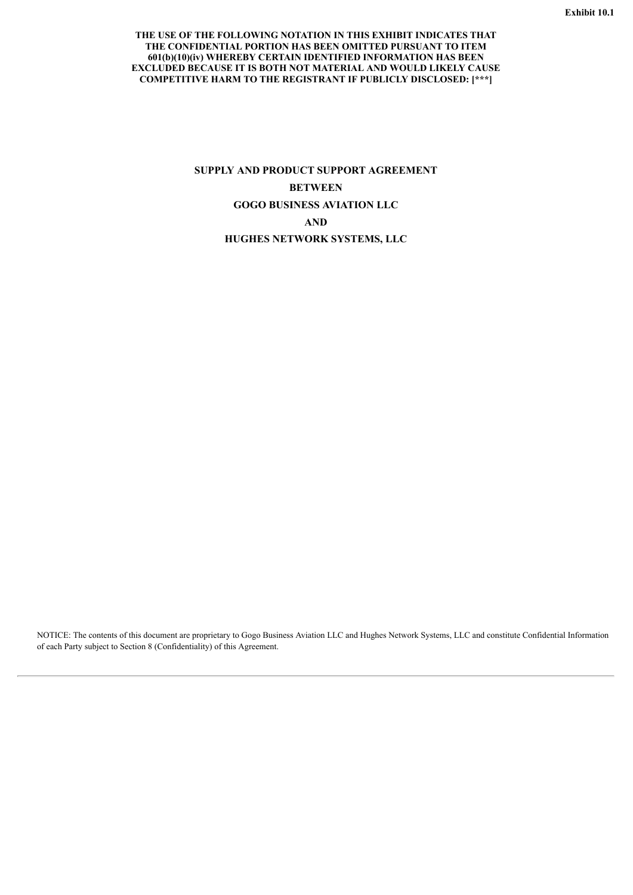**Exhibit 10.1**

**THE USE OF THE FOLLOWING NOTATION IN THIS EXHIBIT INDICATES THAT THE CONFIDENTIAL PORTION HAS BEEN OMITTED PURSUANT TO ITEM 601(b)(10)(iv) WHEREBY CERTAIN IDENTIFIED INFORMATION HAS BEEN EXCLUDED BECAUSE IT IS BOTH NOT MATERIAL AND WOULD LIKELY CAUSE COMPETITIVE HARM TO THE REGISTRANT IF PUBLICLY DISCLOSED: [***]**

# SUPPLY AND PRODUCT SUPPORT AGREEMENT

**BETWEEN**

**GOGO BUSINESS AVIATION LLC**

**AND**

**HUGHES NETWORK SYSTEMS, LLC**

NOTICE: The contents of this document are proprietary to Gogo Business Aviation LLC and Hughes Network Systems, LLC and constitute Confidential Information of each Party subject to Section 8 (Confidentiality) of this Agreement.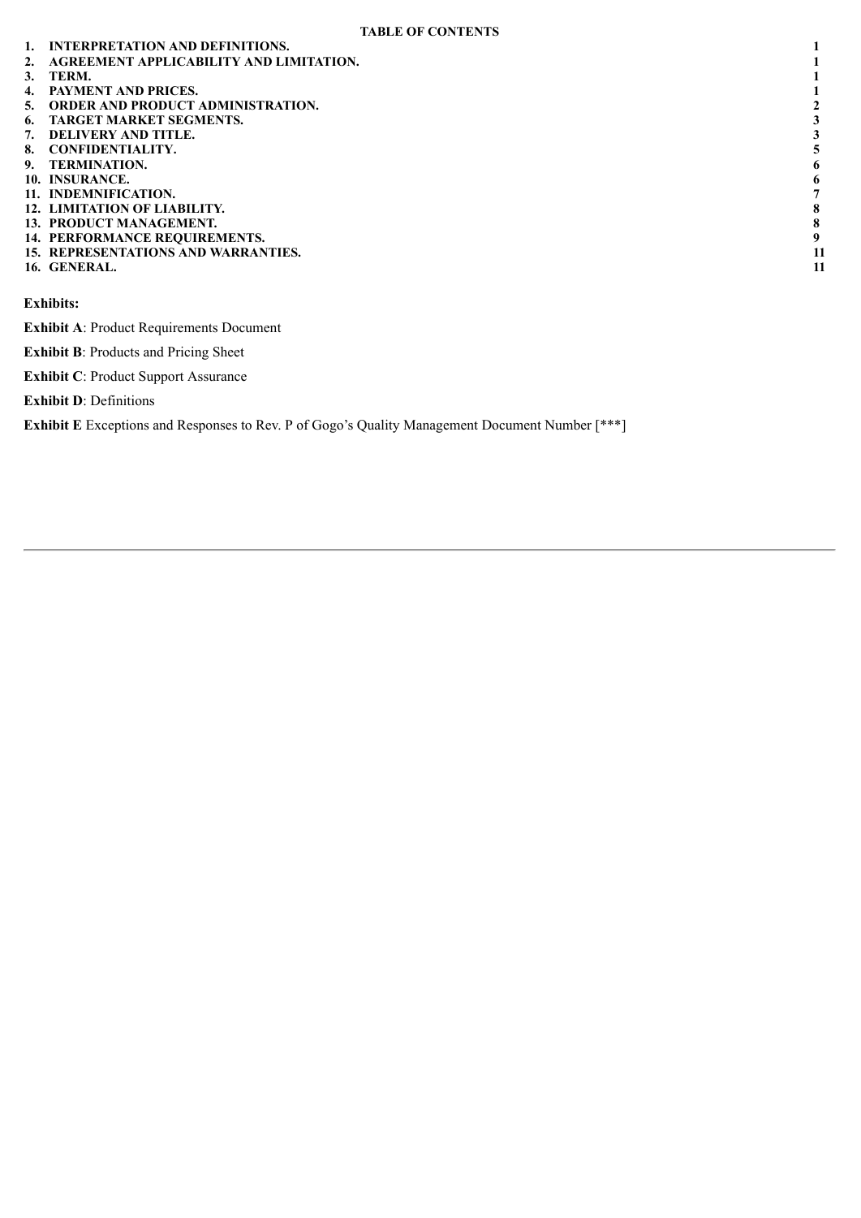**TABLE OF CONTENTS**

| | | |
|---|---|---|
| 1. | **INTERPRETATION AND DEFINITIONS.** | **1** |
| 2. | **AGREEMENT APPLICABILITY AND LIMITATION.** | **1** |
| 3. | **TERM.** | **1** |
| 4. | **PAYMENT AND PRICES.** | **1** |
| 5. | **ORDER AND PRODUCT ADMINISTRATION.** | **2** |
| 6. | **TARGET MARKET SEGMENTS.** | **3** |
| 7. | **DELIVERY AND TITLE.** | **3** |
| 8. | **CONFIDENTIALITY.** | **5** |
| 9. | **TERMINATION.** | **6** |
| 10. | **INSURANCE.** | **6** |
| 11. | **INDEMNIFICATION.** | **7** |
| 12. | **LIMITATION OF LIABILITY.** | **8** |
| 13. | **PRODUCT MANAGEMENT.** | **8** |
| 14. | **PERFORMANCE REQUIREMENTS.** | **9** |
| 15. | **REPRESENTATIONS AND WARRANTIES.** | **11** |
| 16. | **GENERAL.** | **11** |

**Exhibits:**

**Exhibit A**: Product Requirements Document

**Exhibit B**: Products and Pricing Sheet

**Exhibit C**: Product Support Assurance

**Exhibit D**: Definitions

**Exhibit E** Exceptions and Responses to Rev. P of Gogo's Quality Management Document Number [***]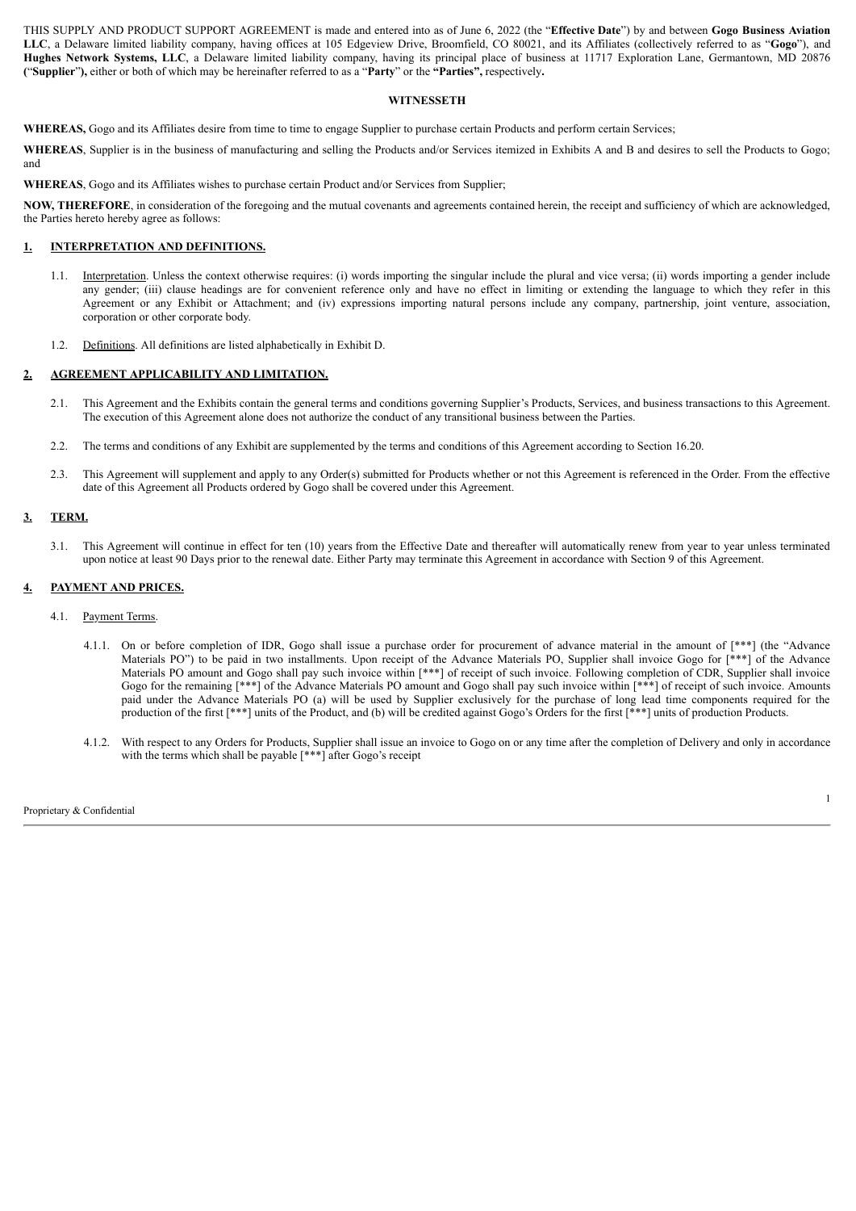THIS SUPPLY AND PRODUCT SUPPORT AGREEMENT is made and entered into as of June 6, 2022 (the "**Effective Date**") by and between **Gogo Business Aviation LLC**, a Delaware limited liability company, having offices at 105 Edgeview Drive, Broomfield, CO 80021, and its Affiliates (collectively referred to as "**Gogo**"), and **Hughes Network Systems, LLC**, a Delaware limited liability company, having its principal place of business at 11717 Exploration Lane, Germantown, MD 20876 ("**Supplier**"), either or both of which may be hereinafter referred to as a "**Party**" or the **"Parties",** respectively**.**

**WITNESSETH**

**WHEREAS,** Gogo and its Affiliates desire from time to time to engage Supplier to purchase certain Products and perform certain Services;

**WHEREAS**, Supplier is in the business of manufacturing and selling the Products and/or Services itemized in Exhibits A and B and desires to sell the Products to Gogo; and

**WHEREAS**, Gogo and its Affiliates wishes to purchase certain Product and/or Services from Supplier;

**NOW, THEREFORE**, in consideration of the foregoing and the mutual covenants and agreements contained herein, the receipt and sufficiency of which are acknowledged, the Parties hereto hereby agree as follows:

## 1. INTERPRETATION AND DEFINITIONS.

1.1. Interpretation. Unless the context otherwise requires: (i) words importing the singular include the plural and vice versa; (ii) words importing a gender include any gender; (iii) clause headings are for convenient reference only and have no effect in limiting or extending the language to which they refer in this Agreement or any Exhibit or Attachment; and (iv) expressions importing natural persons include any company, partnership, joint venture, association, corporation or other corporate body.

1.2. Definitions. All definitions are listed alphabetically in Exhibit D.

## 2. AGREEMENT APPLICABILITY AND LIMITATION.

2.1. This Agreement and the Exhibits contain the general terms and conditions governing Supplier's Products, Services, and business transactions to this Agreement. The execution of this Agreement alone does not authorize the conduct of any transitional business between the Parties.

2.2. The terms and conditions of any Exhibit are supplemented by the terms and conditions of this Agreement according to Section 16.20.

2.3. This Agreement will supplement and apply to any Order(s) submitted for Products whether or not this Agreement is referenced in the Order. From the effective date of this Agreement all Products ordered by Gogo shall be covered under this Agreement.

## 3. TERM.

3.1. This Agreement will continue in effect for ten (10) years from the Effective Date and thereafter will automatically renew from year to year unless terminated upon notice at least 90 Days prior to the renewal date. Either Party may terminate this Agreement in accordance with Section 9 of this Agreement.

## 4. PAYMENT AND PRICES.

4.1. Payment Terms.

4.1.1. On or before completion of IDR, Gogo shall issue a purchase order for procurement of advance material in the amount of [***] (the "Advance Materials PO") to be paid in two installments. Upon receipt of the Advance Materials PO, Supplier shall invoice Gogo for [***] of the Advance Materials PO amount and Gogo shall pay such invoice within [***] of receipt of such invoice. Following completion of CDR, Supplier shall invoice Gogo for the remaining [***] of the Advance Materials PO amount and Gogo shall pay such invoice within [***] of receipt of such invoice. Amounts paid under the Advance Materials PO (a) will be used by Supplier exclusively for the purchase of long lead time components required for the production of the first [***] units of the Product, and (b) will be credited against Gogo's Orders for the first [***] units of production Products.

4.1.2. With respect to any Orders for Products, Supplier shall issue an invoice to Gogo on or any time after the completion of Delivery and only in accordance with the terms which shall be payable [***] after Gogo's receipt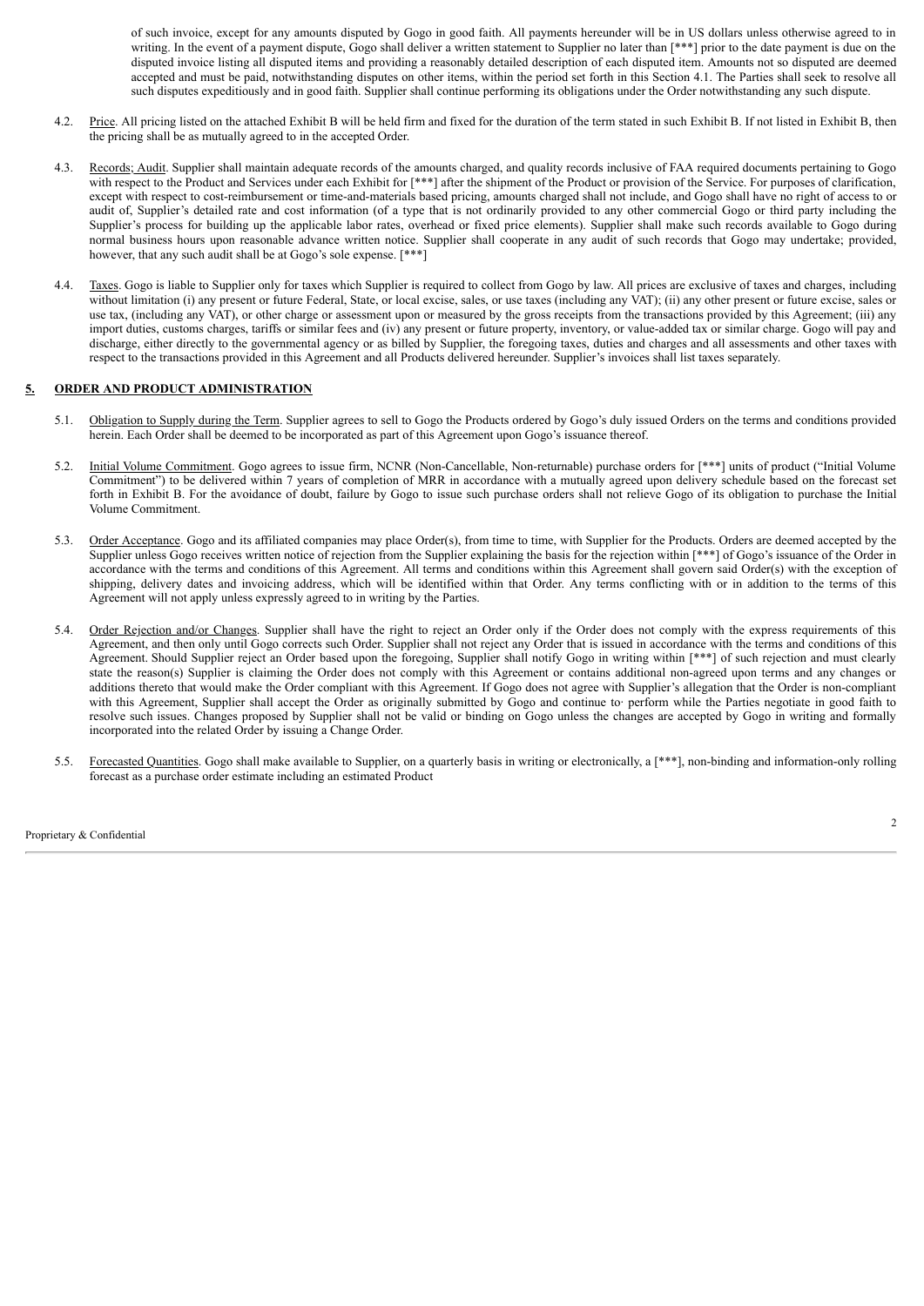of such invoice, except for any amounts disputed by Gogo in good faith. All payments hereunder will be in US dollars unless otherwise agreed to in writing. In the event of a payment dispute, Gogo shall deliver a written statement to Supplier no later than [***] prior to the date payment is due on the disputed invoice listing all disputed items and providing a reasonably detailed description of each disputed item. Amounts not so disputed are deemed accepted and must be paid, notwithstanding disputes on other items, within the period set forth in this Section 4.1. The Parties shall seek to resolve all such disputes expeditiously and in good faith. Supplier shall continue performing its obligations under the Order notwithstanding any such dispute.

4.2. Price. All pricing listed on the attached Exhibit B will be held firm and fixed for the duration of the term stated in such Exhibit B. If not listed in Exhibit B, then the pricing shall be as mutually agreed to in the accepted Order.

4.3. Records; Audit. Supplier shall maintain adequate records of the amounts charged, and quality records inclusive of FAA required documents pertaining to Gogo with respect to the Product and Services under each Exhibit for [***] after the shipment of the Product or provision of the Service. For purposes of clarification, except with respect to cost-reimbursement or time-and-materials based pricing, amounts charged shall not include, and Gogo shall have no right of access to or audit of, Supplier's detailed rate and cost information (of a type that is not ordinarily provided to any other commercial Gogo or third party including the Supplier's process for building up the applicable labor rates, overhead or fixed price elements). Supplier shall make such records available to Gogo during normal business hours upon reasonable advance written notice. Supplier shall cooperate in any audit of such records that Gogo may undertake; provided, however, that any such audit shall be at Gogo's sole expense. [***]

4.4. Taxes. Gogo is liable to Supplier only for taxes which Supplier is required to collect from Gogo by law. All prices are exclusive of taxes and charges, including without limitation (i) any present or future Federal, State, or local excise, sales, or use taxes (including any VAT); (ii) any other present or future excise, sales or use tax, (including any VAT), or other charge or assessment upon or measured by the gross receipts from the transactions provided by this Agreement; (iii) any import duties, customs charges, tariffs or similar fees and (iv) any present or future property, inventory, or value-added tax or similar charge. Gogo will pay and discharge, either directly to the governmental agency or as billed by Supplier, the foregoing taxes, duties and charges and all assessments and other taxes with respect to the transactions provided in this Agreement and all Products delivered hereunder. Supplier's invoices shall list taxes separately.

## 5. ORDER AND PRODUCT ADMINISTRATION

5.1. Obligation to Supply during the Term. Supplier agrees to sell to Gogo the Products ordered by Gogo's duly issued Orders on the terms and conditions provided herein. Each Order shall be deemed to be incorporated as part of this Agreement upon Gogo's issuance thereof.

5.2. Initial Volume Commitment. Gogo agrees to issue firm, NCNR (Non-Cancellable, Non-returnable) purchase orders for [***] units of product ("Initial Volume Commitment") to be delivered within 7 years of completion of MRR in accordance with a mutually agreed upon delivery schedule based on the forecast set forth in Exhibit B. For the avoidance of doubt, failure by Gogo to issue such purchase orders shall not relieve Gogo of its obligation to purchase the Initial Volume Commitment.

5.3. Order Acceptance. Gogo and its affiliated companies may place Order(s), from time to time, with Supplier for the Products. Orders are deemed accepted by the Supplier unless Gogo receives written notice of rejection from the Supplier explaining the basis for the rejection within [***] of Gogo's issuance of the Order in accordance with the terms and conditions of this Agreement. All terms and conditions within this Agreement shall govern said Order(s) with the exception of shipping, delivery dates and invoicing address, which will be identified within that Order. Any terms conflicting with or in addition to the terms of this Agreement will not apply unless expressly agreed to in writing by the Parties.

5.4. Order Rejection and/or Changes. Supplier shall have the right to reject an Order only if the Order does not comply with the express requirements of this Agreement, and then only until Gogo corrects such Order. Supplier shall not reject any Order that is issued in accordance with the terms and conditions of this Agreement. Should Supplier reject an Order based upon the foregoing, Supplier shall notify Gogo in writing within [***] of such rejection and must clearly state the reason(s) Supplier is claiming the Order does not comply with this Agreement or contains additional non-agreed upon terms and any changes or additions thereto that would make the Order compliant with this Agreement. If Gogo does not agree with Supplier's allegation that the Order is non-compliant with this Agreement, Supplier shall accept the Order as originally submitted by Gogo and continue to· perform while the Parties negotiate in good faith to resolve such issues. Changes proposed by Supplier shall not be valid or binding on Gogo unless the changes are accepted by Gogo in writing and formally incorporated into the related Order by issuing a Change Order.

5.5. Forecasted Quantities. Gogo shall make available to Supplier, on a quarterly basis in writing or electronically, a [***], non-binding and information-only rolling forecast as a purchase order estimate including an estimated Product

Proprietary & Confidential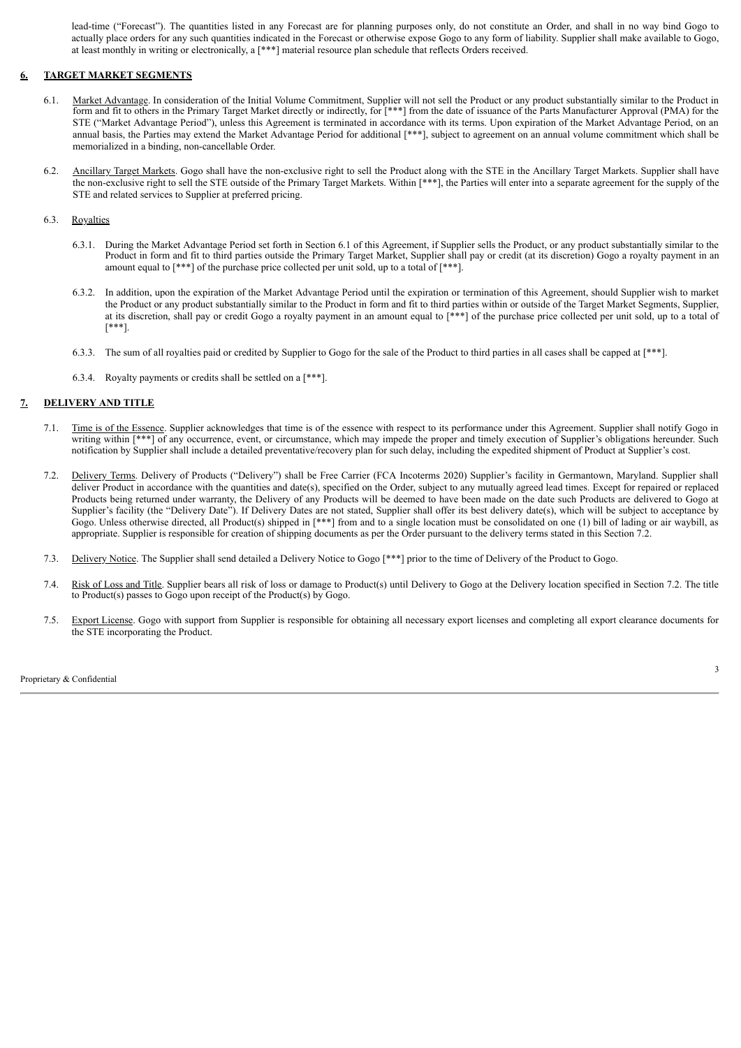lead-time ("Forecast"). The quantities listed in any Forecast are for planning purposes only, do not constitute an Order, and shall in no way bind Gogo to actually place orders for any such quantities indicated in the Forecast or otherwise expose Gogo to any form of liability. Supplier shall make available to Gogo, at least monthly in writing or electronically, a [***] material resource plan schedule that reflects Orders received.

## 6. TARGET MARKET SEGMENTS

6.1. Market Advantage. In consideration of the Initial Volume Commitment, Supplier will not sell the Product or any product substantially similar to the Product in form and fit to others in the Primary Target Market directly or indirectly, for [***] from the date of issuance of the Parts Manufacturer Approval (PMA) for the STE ("Market Advantage Period"), unless this Agreement is terminated in accordance with its terms. Upon expiration of the Market Advantage Period, on an annual basis, the Parties may extend the Market Advantage Period for additional [***], subject to agreement on an annual volume commitment which shall be memorialized in a binding, non-cancellable Order.

6.2. Ancillary Target Markets. Gogo shall have the non-exclusive right to sell the Product along with the STE in the Ancillary Target Markets. Supplier shall have the non-exclusive right to sell the STE outside of the Primary Target Markets. Within [***], the Parties will enter into a separate agreement for the supply of the STE and related services to Supplier at preferred pricing.

6.3. Royalties

6.3.1. During the Market Advantage Period set forth in Section 6.1 of this Agreement, if Supplier sells the Product, or any product substantially similar to the Product in form and fit to third parties outside the Primary Target Market, Supplier shall pay or credit (at its discretion) Gogo a royalty payment in an amount equal to [***] of the purchase price collected per unit sold, up to a total of [***].

6.3.2. In addition, upon the expiration of the Market Advantage Period until the expiration or termination of this Agreement, should Supplier wish to market the Product or any product substantially similar to the Product in form and fit to third parties within or outside of the Target Market Segments, Supplier, at its discretion, shall pay or credit Gogo a royalty payment in an amount equal to [***] of the purchase price collected per unit sold, up to a total of [***].

6.3.3. The sum of all royalties paid or credited by Supplier to Gogo for the sale of the Product to third parties in all cases shall be capped at [***].

6.3.4. Royalty payments or credits shall be settled on a [***].

## 7. DELIVERY AND TITLE

7.1. Time is of the Essence. Supplier acknowledges that time is of the essence with respect to its performance under this Agreement. Supplier shall notify Gogo in writing within [***] of any occurrence, event, or circumstance, which may impede the proper and timely execution of Supplier's obligations hereunder. Such notification by Supplier shall include a detailed preventative/recovery plan for such delay, including the expedited shipment of Product at Supplier's cost.

7.2. Delivery Terms. Delivery of Products ("Delivery") shall be Free Carrier (FCA Incoterms 2020) Supplier's facility in Germantown, Maryland. Supplier shall deliver Product in accordance with the quantities and date(s), specified on the Order, subject to any mutually agreed lead times. Except for repaired or replaced Products being returned under warranty, the Delivery of any Products will be deemed to have been made on the date such Products are delivered to Gogo at Supplier's facility (the "Delivery Date"). If Delivery Dates are not stated, Supplier shall offer its best delivery date(s), which will be subject to acceptance by Gogo. Unless otherwise directed, all Product(s) shipped in [***] from and to a single location must be consolidated on one (1) bill of lading or air waybill, as appropriate. Supplier is responsible for creation of shipping documents as per the Order pursuant to the delivery terms stated in this Section 7.2.

7.3. Delivery Notice. The Supplier shall send detailed a Delivery Notice to Gogo [***] prior to the time of Delivery of the Product to Gogo.

7.4. Risk of Loss and Title. Supplier bears all risk of loss or damage to Product(s) until Delivery to Gogo at the Delivery location specified in Section 7.2. The title to Product(s) passes to Gogo upon receipt of the Product(s) by Gogo.

7.5. Export License. Gogo with support from Supplier is responsible for obtaining all necessary export licenses and completing all export clearance documents for the STE incorporating the Product.

Proprietary & Confidential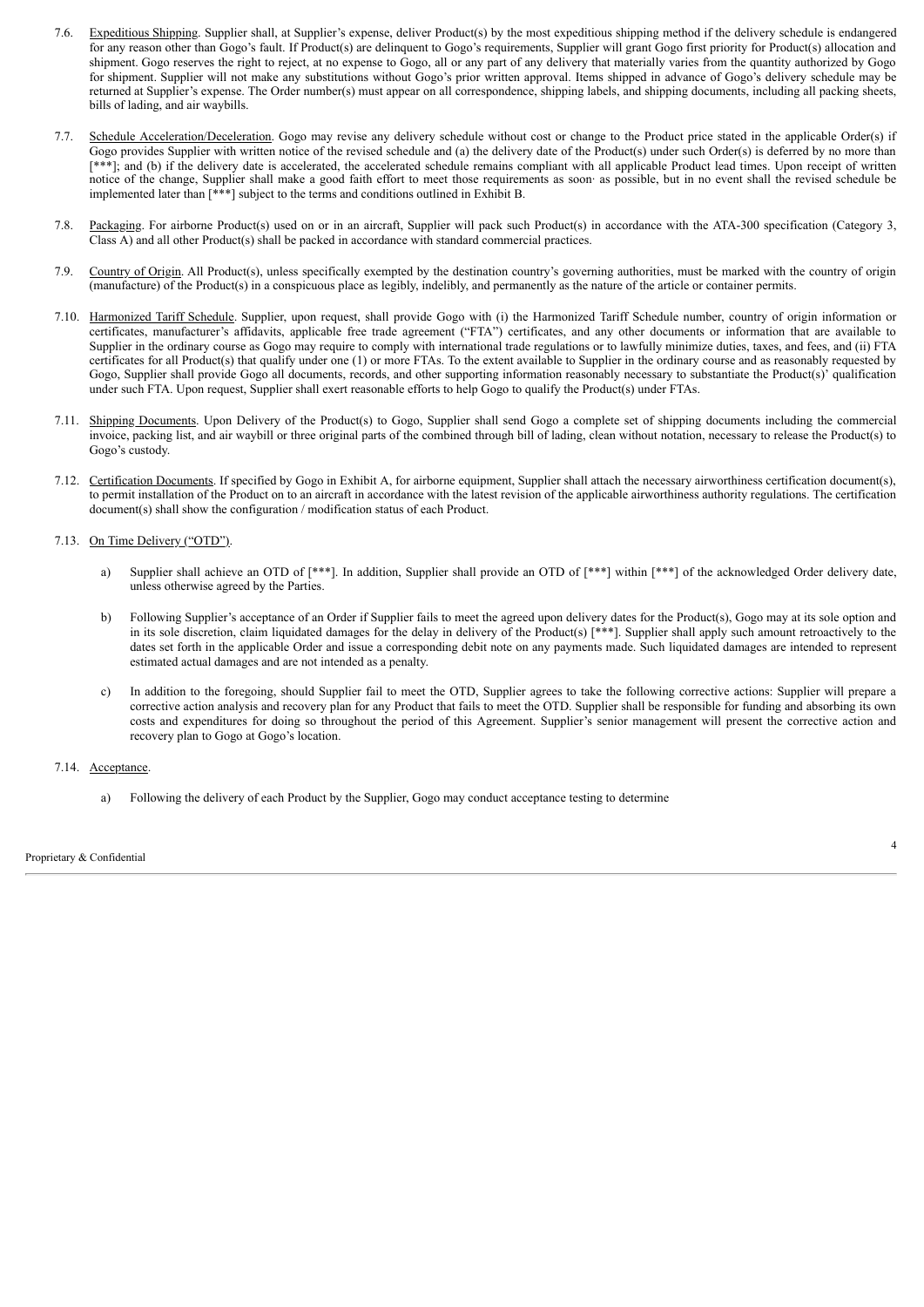7.6. Expeditious Shipping. Supplier shall, at Supplier's expense, deliver Product(s) by the most expeditious shipping method if the delivery schedule is endangered for any reason other than Gogo's fault. If Product(s) are delinquent to Gogo's requirements, Supplier will grant Gogo first priority for Product(s) allocation and shipment. Gogo reserves the right to reject, at no expense to Gogo, all or any part of any delivery that materially varies from the quantity authorized by Gogo for shipment. Supplier will not make any substitutions without Gogo's prior written approval. Items shipped in advance of Gogo's delivery schedule may be returned at Supplier's expense. The Order number(s) must appear on all correspondence, shipping labels, and shipping documents, including all packing sheets, bills of lading, and air waybills.

7.7. Schedule Acceleration/Deceleration. Gogo may revise any delivery schedule without cost or change to the Product price stated in the applicable Order(s) if Gogo provides Supplier with written notice of the revised schedule and (a) the delivery date of the Product(s) under such Order(s) is deferred by no more than [***]; and (b) if the delivery date is accelerated, the accelerated schedule remains compliant with all applicable Product lead times. Upon receipt of written notice of the change, Supplier shall make a good faith effort to meet those requirements as soon· as possible, but in no event shall the revised schedule be implemented later than [***] subject to the terms and conditions outlined in Exhibit B.

7.8. Packaging. For airborne Product(s) used on or in an aircraft, Supplier will pack such Product(s) in accordance with the ATA-300 specification (Category 3, Class A) and all other Product(s) shall be packed in accordance with standard commercial practices.

7.9. Country of Origin. All Product(s), unless specifically exempted by the destination country's governing authorities, must be marked with the country of origin (manufacture) of the Product(s) in a conspicuous place as legibly, indelibly, and permanently as the nature of the article or container permits.

7.10. Harmonized Tariff Schedule. Supplier, upon request, shall provide Gogo with (i) the Harmonized Tariff Schedule number, country of origin information or certificates, manufacturer's affidavits, applicable free trade agreement ("FTA") certificates, and any other documents or information that are available to Supplier in the ordinary course as Gogo may require to comply with international trade regulations or to lawfully minimize duties, taxes, and fees, and (ii) FTA certificates for all Product(s) that qualify under one (1) or more FTAs. To the extent available to Supplier in the ordinary course and as reasonably requested by Gogo, Supplier shall provide Gogo all documents, records, and other supporting information reasonably necessary to substantiate the Product(s)' qualification under such FTA. Upon request, Supplier shall exert reasonable efforts to help Gogo to qualify the Product(s) under FTAs.

7.11. Shipping Documents. Upon Delivery of the Product(s) to Gogo, Supplier shall send Gogo a complete set of shipping documents including the commercial invoice, packing list, and air waybill or three original parts of the combined through bill of lading, clean without notation, necessary to release the Product(s) to Gogo's custody.

7.12. Certification Documents. If specified by Gogo in Exhibit A, for airborne equipment, Supplier shall attach the necessary airworthiness certification document(s), to permit installation of the Product on to an aircraft in accordance with the latest revision of the applicable airworthiness authority regulations. The certification document(s) shall show the configuration / modification status of each Product.

7.13. On Time Delivery ("OTD").

a) Supplier shall achieve an OTD of [***]. In addition, Supplier shall provide an OTD of [***] within [***] of the acknowledged Order delivery date, unless otherwise agreed by the Parties.

b) Following Supplier's acceptance of an Order if Supplier fails to meet the agreed upon delivery dates for the Product(s), Gogo may at its sole option and in its sole discretion, claim liquidated damages for the delay in delivery of the Product(s) [***]. Supplier shall apply such amount retroactively to the dates set forth in the applicable Order and issue a corresponding debit note on any payments made. Such liquidated damages are intended to represent estimated actual damages and are not intended as a penalty.

c) In addition to the foregoing, should Supplier fail to meet the OTD, Supplier agrees to take the following corrective actions: Supplier will prepare a corrective action analysis and recovery plan for any Product that fails to meet the OTD. Supplier shall be responsible for funding and absorbing its own costs and expenditures for doing so throughout the period of this Agreement. Supplier's senior management will present the corrective action and recovery plan to Gogo at Gogo's location.

7.14. Acceptance.

a) Following the delivery of each Product by the Supplier, Gogo may conduct acceptance testing to determine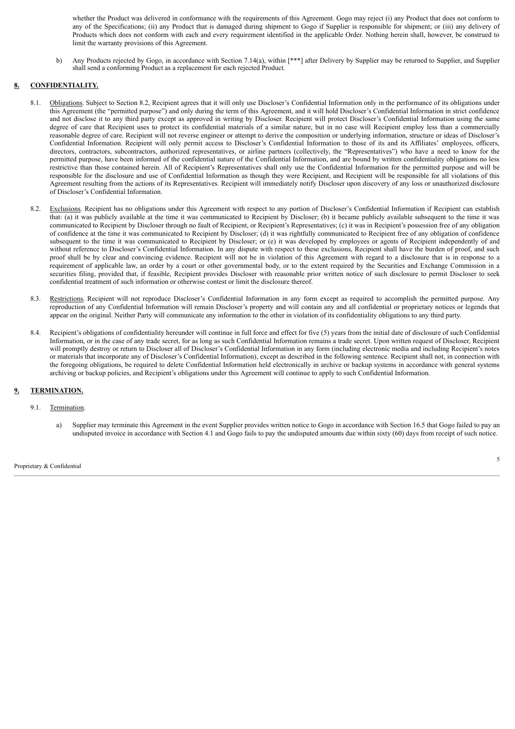whether the Product was delivered in conformance with the requirements of this Agreement. Gogo may reject (i) any Product that does not conform to any of the Specifications; (ii) any Product that is damaged during shipment to Gogo if Supplier is responsible for shipment; or (iii) any delivery of Products which does not conform with each and every requirement identified in the applicable Order. Nothing herein shall, however, be construed to limit the warranty provisions of this Agreement.

b) Any Products rejected by Gogo, in accordance with Section 7.14(a), within [***] after Delivery by Supplier may be returned to Supplier, and Supplier shall send a conforming Product as a replacement for each rejected Product.

## 8. CONFIDENTIALITY.

8.1. Obligations. Subject to Section 8.2, Recipient agrees that it will only use Discloser's Confidential Information only in the performance of its obligations under this Agreement (the "permitted purpose") and only during the term of this Agreement, and it will hold Discloser's Confidential Information in strict confidence and not disclose it to any third party except as approved in writing by Discloser. Recipient will protect Discloser's Confidential Information using the same degree of care that Recipient uses to protect its confidential materials of a similar nature, but in no case will Recipient employ less than a commercially reasonable degree of care. Recipient will not reverse engineer or attempt to derive the composition or underlying information, structure or ideas of Discloser's Confidential Information. Recipient will only permit access to Discloser's Confidential Information to those of its and its Affiliates' employees, officers, directors, contractors, subcontractors, authorized representatives, or airline partners (collectively, the "Representatives") who have a need to know for the permitted purpose, have been informed of the confidential nature of the Confidential Information, and are bound by written confidentiality obligations no less restrictive than those contained herein. All of Recipient's Representatives shall only use the Confidential Information for the permitted purpose and will be responsible for the disclosure and use of Confidential Information as though they were Recipient, and Recipient will be responsible for all violations of this Agreement resulting from the actions of its Representatives. Recipient will immediately notify Discloser upon discovery of any loss or unauthorized disclosure of Discloser's Confidential Information.

8.2. Exclusions. Recipient has no obligations under this Agreement with respect to any portion of Discloser's Confidential Information if Recipient can establish that: (a) it was publicly available at the time it was communicated to Recipient by Discloser; (b) it became publicly available subsequent to the time it was communicated to Recipient by Discloser through no fault of Recipient, or Recipient's Representatives; (c) it was in Recipient's possession free of any obligation of confidence at the time it was communicated to Recipient by Discloser; (d) it was rightfully communicated to Recipient free of any obligation of confidence subsequent to the time it was communicated to Recipient by Discloser; or (e) it was developed by employees or agents of Recipient independently of and without reference to Discloser's Confidential Information. In any dispute with respect to these exclusions, Recipient shall have the burden of proof, and such proof shall be by clear and convincing evidence. Recipient will not be in violation of this Agreement with regard to a disclosure that is in response to a requirement of applicable law, an order by a court or other governmental body, or to the extent required by the Securities and Exchange Commission in a securities filing, provided that, if feasible, Recipient provides Discloser with reasonable prior written notice of such disclosure to permit Discloser to seek confidential treatment of such information or otherwise contest or limit the disclosure thereof.

8.3. Restrictions. Recipient will not reproduce Discloser's Confidential Information in any form except as required to accomplish the permitted purpose. Any reproduction of any Confidential Information will remain Discloser's property and will contain any and all confidential or proprietary notices or legends that appear on the original. Neither Party will communicate any information to the other in violation of its confidentiality obligations to any third party.

8.4. Recipient's obligations of confidentiality hereunder will continue in full force and effect for five (5) years from the initial date of disclosure of such Confidential Information, or in the case of any trade secret, for as long as such Confidential Information remains a trade secret. Upon written request of Discloser, Recipient will promptly destroy or return to Discloser all of Discloser's Confidential Information in any form (including electronic media and including Recipient's notes or materials that incorporate any of Discloser's Confidential Information), except as described in the following sentence. Recipient shall not, in connection with the foregoing obligations, be required to delete Confidential Information held electronically in archive or backup systems in accordance with general systems archiving or backup policies, and Recipient's obligations under this Agreement will continue to apply to such Confidential Information.

## 9. TERMINATION.

9.1. Termination.

a) Supplier may terminate this Agreement in the event Supplier provides written notice to Gogo in accordance with Section 16.5 that Gogo failed to pay an undisputed invoice in accordance with Section 4.1 and Gogo fails to pay the undisputed amounts due within sixty (60) days from receipt of such notice.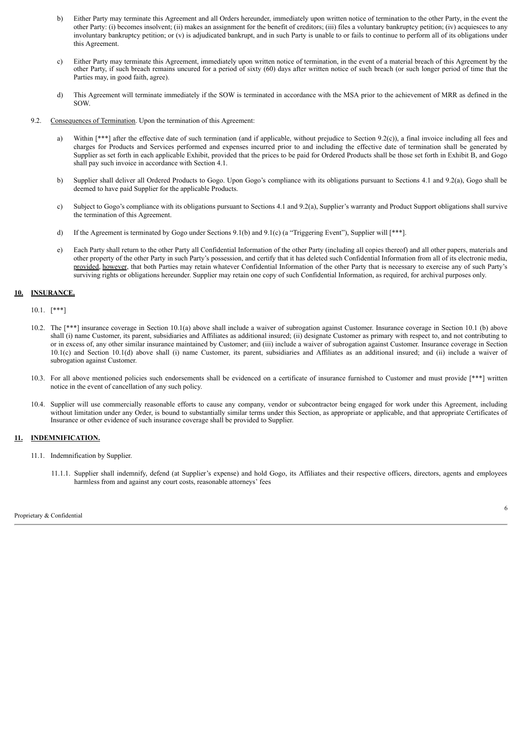b) Either Party may terminate this Agreement and all Orders hereunder, immediately upon written notice of termination to the other Party, in the event the other Party: (i) becomes insolvent; (ii) makes an assignment for the benefit of creditors; (iii) files a voluntary bankruptcy petition; (iv) acquiesces to any involuntary bankruptcy petition; or (v) is adjudicated bankrupt, and in such Party is unable to or fails to continue to perform all of its obligations under this Agreement.

c) Either Party may terminate this Agreement, immediately upon written notice of termination, in the event of a material breach of this Agreement by the other Party, if such breach remains uncured for a period of sixty (60) days after written notice of such breach (or such longer period of time that the Parties may, in good faith, agree).

d) This Agreement will terminate immediately if the SOW is terminated in accordance with the MSA prior to the achievement of MRR as defined in the SOW.

9.2. Consequences of Termination. Upon the termination of this Agreement:

a) Within [***] after the effective date of such termination (and if applicable, without prejudice to Section 9.2(c)), a final invoice including all fees and charges for Products and Services performed and expenses incurred prior to and including the effective date of termination shall be generated by Supplier as set forth in each applicable Exhibit, provided that the prices to be paid for Ordered Products shall be those set forth in Exhibit B, and Gogo shall pay such invoice in accordance with Section 4.1.

b) Supplier shall deliver all Ordered Products to Gogo. Upon Gogo's compliance with its obligations pursuant to Sections 4.1 and 9.2(a), Gogo shall be deemed to have paid Supplier for the applicable Products.

c) Subject to Gogo's compliance with its obligations pursuant to Sections 4.1 and 9.2(a), Supplier's warranty and Product Support obligations shall survive the termination of this Agreement.

d) If the Agreement is terminated by Gogo under Sections 9.1(b) and 9.1(c) (a "Triggering Event"), Supplier will [***].

e) Each Party shall return to the other Party all Confidential Information of the other Party (including all copies thereof) and all other papers, materials and other property of the other Party in such Party's possession, and certify that it has deleted such Confidential Information from all of its electronic media, provided, however, that both Parties may retain whatever Confidential Information of the other Party that is necessary to exercise any of such Party's surviving rights or obligations hereunder. Supplier may retain one copy of such Confidential Information, as required, for archival purposes only.

## 10. INSURANCE.

10.1. [***]

10.2. The [***] insurance coverage in Section 10.1(a) above shall include a waiver of subrogation against Customer. Insurance coverage in Section 10.1 (b) above shall (i) name Customer, its parent, subsidiaries and Affiliates as additional insured; (ii) designate Customer as primary with respect to, and not contributing to or in excess of, any other similar insurance maintained by Customer; and (iii) include a waiver of subrogation against Customer. Insurance coverage in Section 10.1(c) and Section 10.1(d) above shall (i) name Customer, its parent, subsidiaries and Affiliates as an additional insured; and (ii) include a waiver of subrogation against Customer.

10.3. For all above mentioned policies such endorsements shall be evidenced on a certificate of insurance furnished to Customer and must provide [***] written notice in the event of cancellation of any such policy.

10.4. Supplier will use commercially reasonable efforts to cause any company, vendor or subcontractor being engaged for work under this Agreement, including without limitation under any Order, is bound to substantially similar terms under this Section, as appropriate or applicable, and that appropriate Certificates of Insurance or other evidence of such insurance coverage shall be provided to Supplier.

## 11. INDEMNIFICATION.

11.1. Indemnification by Supplier.

11.1.1. Supplier shall indemnify, defend (at Supplier's expense) and hold Gogo, its Affiliates and their respective officers, directors, agents and employees harmless from and against any court costs, reasonable attorneys' fees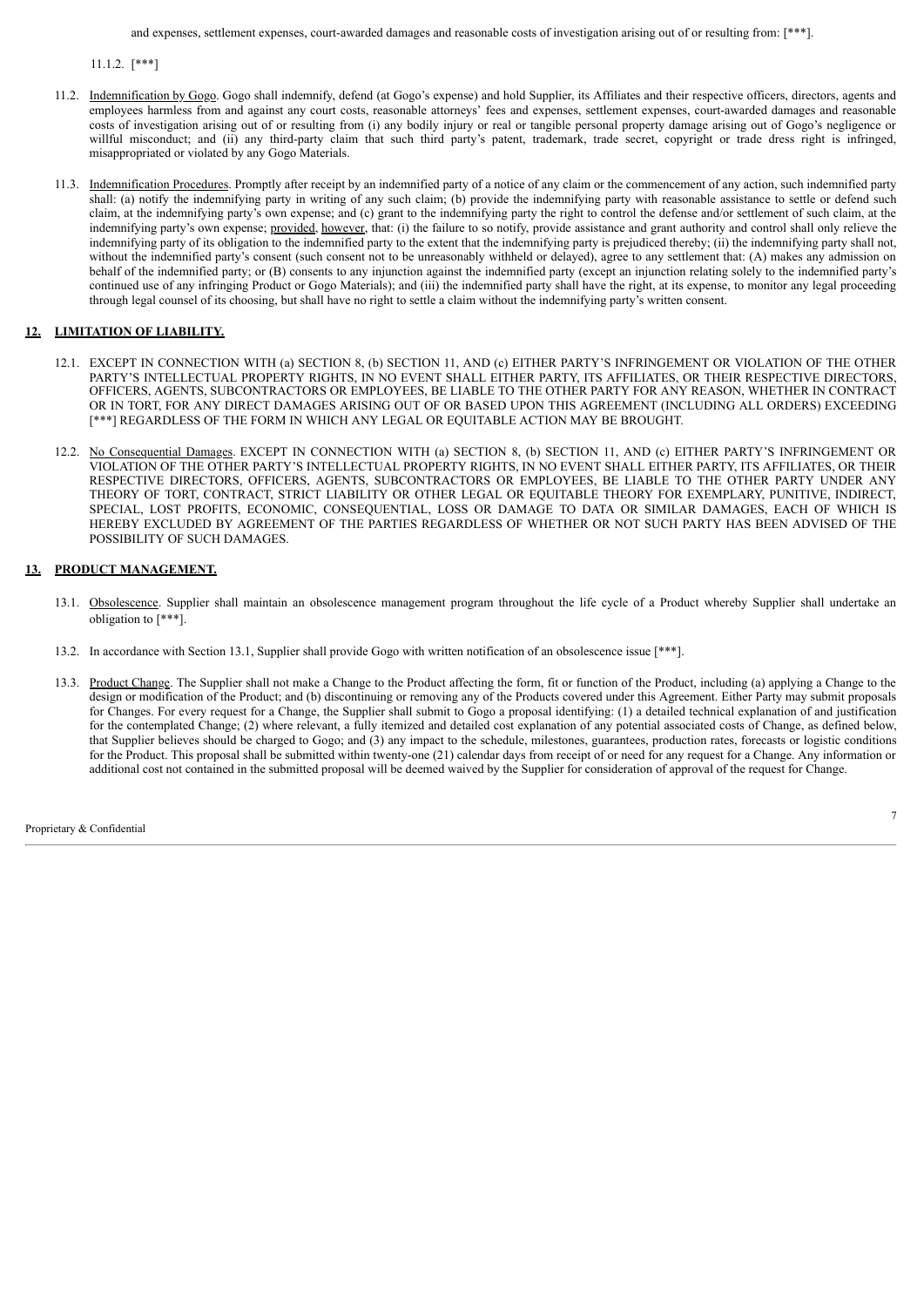and expenses, settlement expenses, court-awarded damages and reasonable costs of investigation arising out of or resulting from: [***].

11.1.2. [***]

11.2. Indemnification by Gogo. Gogo shall indemnify, defend (at Gogo's expense) and hold Supplier, its Affiliates and their respective officers, directors, agents and employees harmless from and against any court costs, reasonable attorneys' fees and expenses, settlement expenses, court-awarded damages and reasonable costs of investigation arising out of or resulting from (i) any bodily injury or real or tangible personal property damage arising out of Gogo's negligence or willful misconduct; and (ii) any third-party claim that such third party's patent, trademark, trade secret, copyright or trade dress right is infringed, misappropriated or violated by any Gogo Materials.

11.3. Indemnification Procedures. Promptly after receipt by an indemnified party of a notice of any claim or the commencement of any action, such indemnified party shall: (a) notify the indemnifying party in writing of any such claim; (b) provide the indemnifying party with reasonable assistance to settle or defend such claim, at the indemnifying party's own expense; and (c) grant to the indemnifying party the right to control the defense and/or settlement of such claim, at the indemnifying party's own expense; provided, however, that: (i) the failure to so notify, provide assistance and grant authority and control shall only relieve the indemnifying party of its obligation to the indemnified party to the extent that the indemnifying party is prejudiced thereby; (ii) the indemnifying party shall not, without the indemnified party's consent (such consent not to be unreasonably withheld or delayed), agree to any settlement that: (A) makes any admission on behalf of the indemnified party; or (B) consents to any injunction against the indemnified party (except an injunction relating solely to the indemnified party's continued use of any infringing Product or Gogo Materials); and (iii) the indemnified party shall have the right, at its expense, to monitor any legal proceeding through legal counsel of its choosing, but shall have no right to settle a claim without the indemnifying party's written consent.

## 12. LIMITATION OF LIABILITY.

12.1. EXCEPT IN CONNECTION WITH (a) SECTION 8, (b) SECTION 11, AND (c) EITHER PARTY'S INFRINGEMENT OR VIOLATION OF THE OTHER PARTY'S INTELLECTUAL PROPERTY RIGHTS, IN NO EVENT SHALL EITHER PARTY, ITS AFFILIATES, OR THEIR RESPECTIVE DIRECTORS, OFFICERS, AGENTS, SUBCONTRACTORS OR EMPLOYEES, BE LIABLE TO THE OTHER PARTY FOR ANY REASON, WHETHER IN CONTRACT OR IN TORT, FOR ANY DIRECT DAMAGES ARISING OUT OF OR BASED UPON THIS AGREEMENT (INCLUDING ALL ORDERS) EXCEEDING [***] REGARDLESS OF THE FORM IN WHICH ANY LEGAL OR EQUITABLE ACTION MAY BE BROUGHT.

12.2. No Consequential Damages. EXCEPT IN CONNECTION WITH (a) SECTION 8, (b) SECTION 11, AND (c) EITHER PARTY'S INFRINGEMENT OR VIOLATION OF THE OTHER PARTY'S INTELLECTUAL PROPERTY RIGHTS, IN NO EVENT SHALL EITHER PARTY, ITS AFFILIATES, OR THEIR RESPECTIVE DIRECTORS, OFFICERS, AGENTS, SUBCONTRACTORS OR EMPLOYEES, BE LIABLE TO THE OTHER PARTY UNDER ANY THEORY OF TORT, CONTRACT, STRICT LIABILITY OR OTHER LEGAL OR EQUITABLE THEORY FOR EXEMPLARY, PUNITIVE, INDIRECT, SPECIAL, LOST PROFITS, ECONOMIC, CONSEQUENTIAL, LOSS OR DAMAGE TO DATA OR SIMILAR DAMAGES, EACH OF WHICH IS HEREBY EXCLUDED BY AGREEMENT OF THE PARTIES REGARDLESS OF WHETHER OR NOT SUCH PARTY HAS BEEN ADVISED OF THE POSSIBILITY OF SUCH DAMAGES.

## 13. PRODUCT MANAGEMENT.

13.1. Obsolescence. Supplier shall maintain an obsolescence management program throughout the life cycle of a Product whereby Supplier shall undertake an obligation to [***].

13.2. In accordance with Section 13.1, Supplier shall provide Gogo with written notification of an obsolescence issue [***].

13.3. Product Change. The Supplier shall not make a Change to the Product affecting the form, fit or function of the Product, including (a) applying a Change to the design or modification of the Product; and (b) discontinuing or removing any of the Products covered under this Agreement. Either Party may submit proposals for Changes. For every request for a Change, the Supplier shall submit to Gogo a proposal identifying: (1) a detailed technical explanation of and justification for the contemplated Change; (2) where relevant, a fully itemized and detailed cost explanation of any potential associated costs of Change, as defined below, that Supplier believes should be charged to Gogo; and (3) any impact to the schedule, milestones, guarantees, production rates, forecasts or logistic conditions for the Product. This proposal shall be submitted within twenty-one (21) calendar days from receipt of or need for any request for a Change. Any information or additional cost not contained in the submitted proposal will be deemed waived by the Supplier for consideration of approval of the request for Change.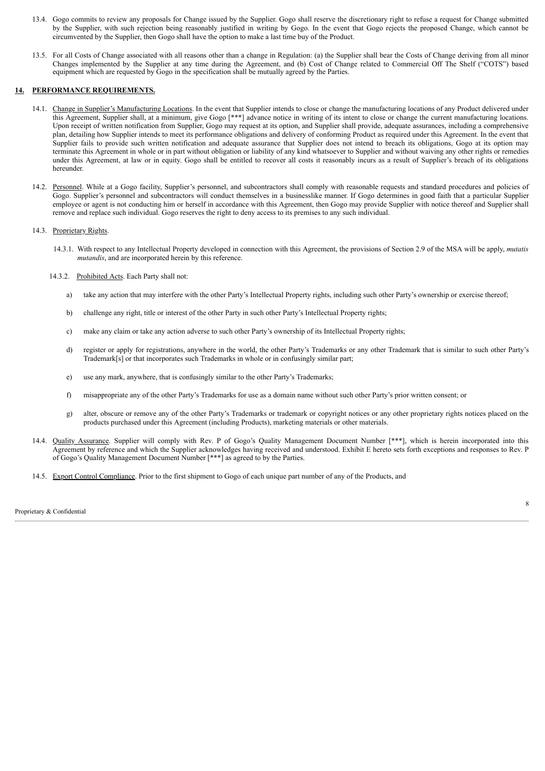13.4. Gogo commits to review any proposals for Change issued by the Supplier. Gogo shall reserve the discretionary right to refuse a request for Change submitted by the Supplier, with such rejection being reasonably justified in writing by Gogo. In the event that Gogo rejects the proposed Change, which cannot be circumvented by the Supplier, then Gogo shall have the option to make a last time buy of the Product.

13.5. For all Costs of Change associated with all reasons other than a change in Regulation: (a) the Supplier shall bear the Costs of Change deriving from all minor Changes implemented by the Supplier at any time during the Agreement, and (b) Cost of Change related to Commercial Off The Shelf ("COTS") based equipment which are requested by Gogo in the specification shall be mutually agreed by the Parties.

## 14. PERFORMANCE REQUIREMENTS.

14.1. Change in Supplier's Manufacturing Locations. In the event that Supplier intends to close or change the manufacturing locations of any Product delivered under this Agreement, Supplier shall, at a minimum, give Gogo [***] advance notice in writing of its intent to close or change the current manufacturing locations. Upon receipt of written notification from Supplier, Gogo may request at its option, and Supplier shall provide, adequate assurances, including a comprehensive plan, detailing how Supplier intends to meet its performance obligations and delivery of conforming Product as required under this Agreement. In the event that Supplier fails to provide such written notification and adequate assurance that Supplier does not intend to breach its obligations, Gogo at its option may terminate this Agreement in whole or in part without obligation or liability of any kind whatsoever to Supplier and without waiving any other rights or remedies under this Agreement, at law or in equity. Gogo shall be entitled to recover all costs it reasonably incurs as a result of Supplier's breach of its obligations hereunder.

14.2. Personnel. While at a Gogo facility, Supplier's personnel, and subcontractors shall comply with reasonable requests and standard procedures and policies of Gogo. Supplier's personnel and subcontractors will conduct themselves in a businesslike manner. If Gogo determines in good faith that a particular Supplier employee or agent is not conducting him or herself in accordance with this Agreement, then Gogo may provide Supplier with notice thereof and Supplier shall remove and replace such individual. Gogo reserves the right to deny access to its premises to any such individual.

14.3. Proprietary Rights.

14.3.1. With respect to any Intellectual Property developed in connection with this Agreement, the provisions of Section 2.9 of the MSA will be apply, *mutatis mutandis*, and are incorporated herein by this reference.

14.3.2. Prohibited Acts. Each Party shall not:

a) take any action that may interfere with the other Party's Intellectual Property rights, including such other Party's ownership or exercise thereof;

b) challenge any right, title or interest of the other Party in such other Party's Intellectual Property rights;

c) make any claim or take any action adverse to such other Party's ownership of its Intellectual Property rights;

d) register or apply for registrations, anywhere in the world, the other Party's Trademarks or any other Trademark that is similar to such other Party's Trademark[s] or that incorporates such Trademarks in whole or in confusingly similar part;

e) use any mark, anywhere, that is confusingly similar to the other Party's Trademarks;

f) misappropriate any of the other Party's Trademarks for use as a domain name without such other Party's prior written consent; or

g) alter, obscure or remove any of the other Party's Trademarks or trademark or copyright notices or any other proprietary rights notices placed on the products purchased under this Agreement (including Products), marketing materials or other materials.

14.4. Quality Assurance. Supplier will comply with Rev. P of Gogo's Quality Management Document Number [***], which is herein incorporated into this Agreement by reference and which the Supplier acknowledges having received and understood. Exhibit E hereto sets forth exceptions and responses to Rev. P of Gogo's Quality Management Document Number [***] as agreed to by the Parties.

14.5. Export Control Compliance. Prior to the first shipment to Gogo of each unique part number of any of the Products, and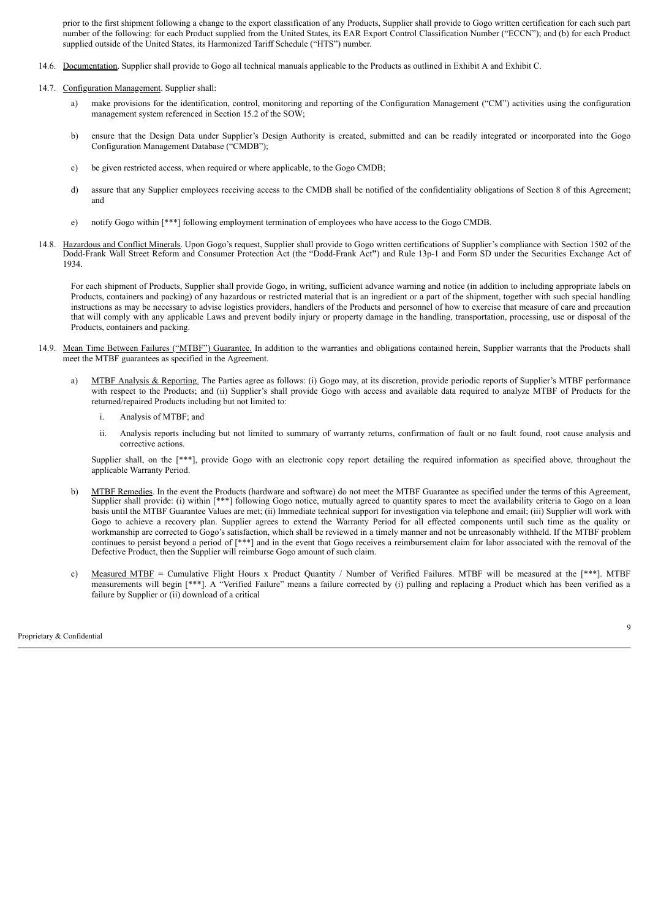prior to the first shipment following a change to the export classification of any Products, Supplier shall provide to Gogo written certification for each such part number of the following: for each Product supplied from the United States, its EAR Export Control Classification Number ("ECCN"); and (b) for each Product supplied outside of the United States, its Harmonized Tariff Schedule ("HTS") number.

14.6. Documentation. Supplier shall provide to Gogo all technical manuals applicable to the Products as outlined in Exhibit A and Exhibit C.

14.7. Configuration Management. Supplier shall:

a) make provisions for the identification, control, monitoring and reporting of the Configuration Management ("CM") activities using the configuration management system referenced in Section 15.2 of the SOW;

b) ensure that the Design Data under Supplier's Design Authority is created, submitted and can be readily integrated or incorporated into the Gogo Configuration Management Database ("CMDB");

c) be given restricted access, when required or where applicable, to the Gogo CMDB;

d) assure that any Supplier employees receiving access to the CMDB shall be notified of the confidentiality obligations of Section 8 of this Agreement; and

e) notify Gogo within [***] following employment termination of employees who have access to the Gogo CMDB.

14.8. Hazardous and Conflict Minerals. Upon Gogo's request, Supplier shall provide to Gogo written certifications of Supplier's compliance with Section 1502 of the Dodd-Frank Wall Street Reform and Consumer Protection Act (the "Dodd-Frank Act") and Rule 13p-1 and Form SD under the Securities Exchange Act of 1934.

For each shipment of Products, Supplier shall provide Gogo, in writing, sufficient advance warning and notice (in addition to including appropriate labels on Products, containers and packing) of any hazardous or restricted material that is an ingredient or a part of the shipment, together with such special handling instructions as may be necessary to advise logistics providers, handlers of the Products and personnel of how to exercise that measure of care and precaution that will comply with any applicable Laws and prevent bodily injury or property damage in the handling, transportation, processing, use or disposal of the Products, containers and packing.

14.9. Mean Time Between Failures ("MTBF") Guarantee. In addition to the warranties and obligations contained herein, Supplier warrants that the Products shall meet the MTBF guarantees as specified in the Agreement.

a) MTBF Analysis & Reporting. The Parties agree as follows: (i) Gogo may, at its discretion, provide periodic reports of Supplier's MTBF performance with respect to the Products; and (ii) Supplier's shall provide Gogo with access and available data required to analyze MTBF of Products for the returned/repaired Products including but not limited to:

   i. Analysis of MTBF; and

   ii. Analysis reports including but not limited to summary of warranty returns, confirmation of fault or no fault found, root cause analysis and corrective actions.

Supplier shall, on the [***], provide Gogo with an electronic copy report detailing the required information as specified above, throughout the applicable Warranty Period.

b) MTBF Remedies. In the event the Products (hardware and software) do not meet the MTBF Guarantee as specified under the terms of this Agreement, Supplier shall provide: (i) within [***] following Gogo notice, mutually agreed to quantity spares to meet the availability criteria to Gogo on a loan basis until the MTBF Guarantee Values are met; (ii) Immediate technical support for investigation via telephone and email; (iii) Supplier will work with Gogo to achieve a recovery plan. Supplier agrees to extend the Warranty Period for all effected components until such time as the quality or workmanship are corrected to Gogo's satisfaction, which shall be reviewed in a timely manner and not be unreasonably withheld. If the MTBF problem continues to persist beyond a period of [***] and in the event that Gogo receives a reimbursement claim for labor associated with the removal of the Defective Product, then the Supplier will reimburse Gogo amount of such claim.

c) Measured MTBF = Cumulative Flight Hours x Product Quantity / Number of Verified Failures. MTBF will be measured at the [***]. MTBF measurements will begin [***]. A "Verified Failure" means a failure corrected by (i) pulling and replacing a Product which has been verified as a failure by Supplier or (ii) download of a critical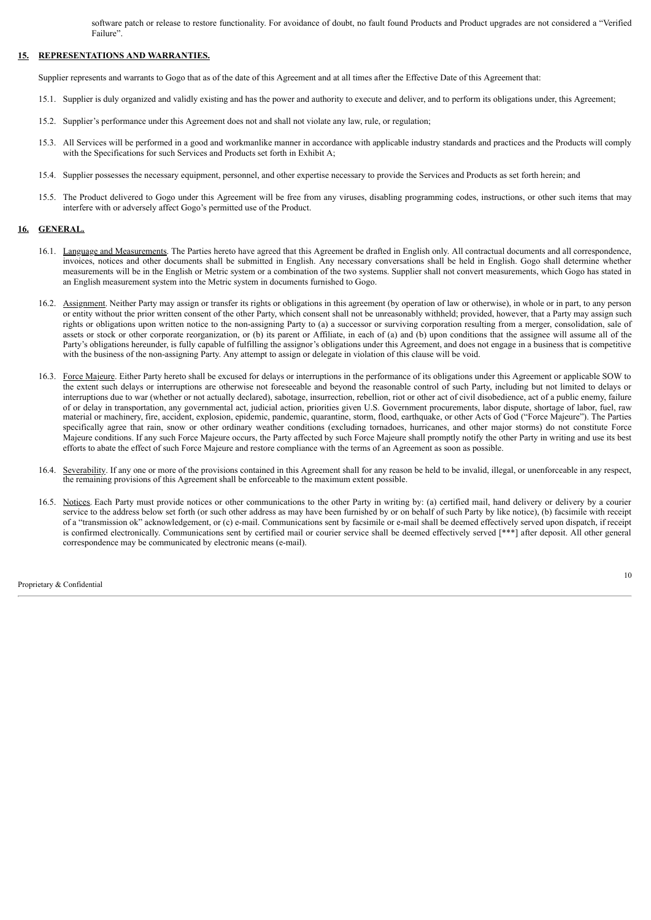software patch or release to restore functionality. For avoidance of doubt, no fault found Products and Product upgrades are not considered a "Verified Failure".

## 15. REPRESENTATIONS AND WARRANTIES.

Supplier represents and warrants to Gogo that as of the date of this Agreement and at all times after the Effective Date of this Agreement that:

15.1. Supplier is duly organized and validly existing and has the power and authority to execute and deliver, and to perform its obligations under, this Agreement;

15.2. Supplier's performance under this Agreement does not and shall not violate any law, rule, or regulation;

15.3. All Services will be performed in a good and workmanlike manner in accordance with applicable industry standards and practices and the Products will comply with the Specifications for such Services and Products set forth in Exhibit A;

15.4. Supplier possesses the necessary equipment, personnel, and other expertise necessary to provide the Services and Products as set forth herein; and

15.5. The Product delivered to Gogo under this Agreement will be free from any viruses, disabling programming codes, instructions, or other such items that may interfere with or adversely affect Gogo's permitted use of the Product.

## 16. GENERAL.

16.1. Language and Measurements. The Parties hereto have agreed that this Agreement be drafted in English only. All contractual documents and all correspondence, invoices, notices and other documents shall be submitted in English. Any necessary conversations shall be held in English. Gogo shall determine whether measurements will be in the English or Metric system or a combination of the two systems. Supplier shall not convert measurements, which Gogo has stated in an English measurement system into the Metric system in documents furnished to Gogo.

16.2. Assignment. Neither Party may assign or transfer its rights or obligations in this agreement (by operation of law or otherwise), in whole or in part, to any person or entity without the prior written consent of the other Party, which consent shall not be unreasonably withheld; provided, however, that a Party may assign such rights or obligations upon written notice to the non-assigning Party to (a) a successor or surviving corporation resulting from a merger, consolidation, sale of assets or stock or other corporate reorganization, or (b) its parent or Affiliate, in each of (a) and (b) upon conditions that the assignee will assume all of the Party's obligations hereunder, is fully capable of fulfilling the assignor's obligations under this Agreement, and does not engage in a business that is competitive with the business of the non-assigning Party. Any attempt to assign or delegate in violation of this clause will be void.

16.3. Force Majeure. Either Party hereto shall be excused for delays or interruptions in the performance of its obligations under this Agreement or applicable SOW to the extent such delays or interruptions are otherwise not foreseeable and beyond the reasonable control of such Party, including but not limited to delays or interruptions due to war (whether or not actually declared), sabotage, insurrection, rebellion, riot or other act of civil disobedience, act of a public enemy, failure of or delay in transportation, any governmental act, judicial action, priorities given U.S. Government procurements, labor dispute, shortage of labor, fuel, raw material or machinery, fire, accident, explosion, epidemic, pandemic, quarantine, storm, flood, earthquake, or other Acts of God ("Force Majeure"). The Parties specifically agree that rain, snow or other ordinary weather conditions (excluding tornadoes, hurricanes, and other major storms) do not constitute Force Majeure conditions. If any such Force Majeure occurs, the Party affected by such Force Majeure shall promptly notify the other Party in writing and use its best efforts to abate the effect of such Force Majeure and restore compliance with the terms of an Agreement as soon as possible.

16.4. Severability. If any one or more of the provisions contained in this Agreement shall for any reason be held to be invalid, illegal, or unenforceable in any respect, the remaining provisions of this Agreement shall be enforceable to the maximum extent possible.

16.5. Notices. Each Party must provide notices or other communications to the other Party in writing by: (a) certified mail, hand delivery or delivery by a courier service to the address below set forth (or such other address as may have been furnished by or on behalf of such Party by like notice), (b) facsimile with receipt of a "transmission ok" acknowledgement, or (c) e-mail. Communications sent by facsimile or e-mail shall be deemed effectively served upon dispatch, if receipt is confirmed electronically. Communications sent by certified mail or courier service shall be deemed effectively served [***] after deposit. All other general correspondence may be communicated by electronic means (e-mail).

Proprietary & Confidential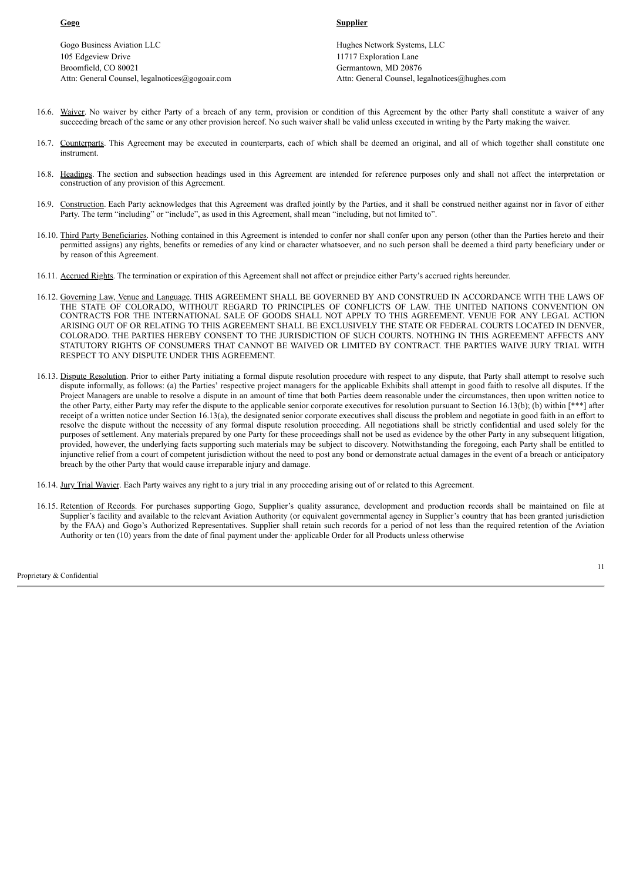| **Gogo** | **Supplier** |
|---|---|
| Gogo Business Aviation LLC<br>105 Edgeview Drive<br>Broomfield, CO 80021<br>Attn: General Counsel, legalnotices@gogoair.com | Hughes Network Systems, LLC<br>11717 Exploration Lane<br>Germantown, MD 20876<br>Attn: General Counsel, legalnotices@hughes.com |

16.6. Waiver. No waiver by either Party of a breach of any term, provision or condition of this Agreement by the other Party shall constitute a waiver of any succeeding breach of the same or any other provision hereof. No such waiver shall be valid unless executed in writing by the Party making the waiver.

16.7. Counterparts. This Agreement may be executed in counterparts, each of which shall be deemed an original, and all of which together shall constitute one instrument.

16.8. Headings. The section and subsection headings used in this Agreement are intended for reference purposes only and shall not affect the interpretation or construction of any provision of this Agreement.

16.9. Construction. Each Party acknowledges that this Agreement was drafted jointly by the Parties, and it shall be construed neither against nor in favor of either Party. The term "including" or "include", as used in this Agreement, shall mean "including, but not limited to".

16.10. Third Party Beneficiaries. Nothing contained in this Agreement is intended to confer nor shall confer upon any person (other than the Parties hereto and their permitted assigns) any rights, benefits or remedies of any kind or character whatsoever, and no such person shall be deemed a third party beneficiary under or by reason of this Agreement.

16.11. Accrued Rights. The termination or expiration of this Agreement shall not affect or prejudice either Party's accrued rights hereunder.

16.12. Governing Law, Venue and Language. THIS AGREEMENT SHALL BE GOVERNED BY AND CONSTRUED IN ACCORDANCE WITH THE LAWS OF THE STATE OF COLORADO, WITHOUT REGARD TO PRINCIPLES OF CONFLICTS OF LAW. THE UNITED NATIONS CONVENTION ON CONTRACTS FOR THE INTERNATIONAL SALE OF GOODS SHALL NOT APPLY TO THIS AGREEMENT. VENUE FOR ANY LEGAL ACTION ARISING OUT OF OR RELATING TO THIS AGREEMENT SHALL BE EXCLUSIVELY THE STATE OR FEDERAL COURTS LOCATED IN DENVER, COLORADO. THE PARTIES HEREBY CONSENT TO THE JURISDICTION OF SUCH COURTS. NOTHING IN THIS AGREEMENT AFFECTS ANY STATUTORY RIGHTS OF CONSUMERS THAT CANNOT BE WAIVED OR LIMITED BY CONTRACT. THE PARTIES WAIVE JURY TRIAL WITH RESPECT TO ANY DISPUTE UNDER THIS AGREEMENT.

16.13. Dispute Resolution. Prior to either Party initiating a formal dispute resolution procedure with respect to any dispute, that Party shall attempt to resolve such dispute informally, as follows: (a) the Parties' respective project managers for the applicable Exhibits shall attempt in good faith to resolve all disputes. If the Project Managers are unable to resolve a dispute in an amount of time that both Parties deem reasonable under the circumstances, then upon written notice to the other Party, either Party may refer the dispute to the applicable senior corporate executives for resolution pursuant to Section 16.13(b); (b) within [***] after receipt of a written notice under Section 16.13(a), the designated senior corporate executives shall discuss the problem and negotiate in good faith in an effort to resolve the dispute without the necessity of any formal dispute resolution proceeding. All negotiations shall be strictly confidential and used solely for the purposes of settlement. Any materials prepared by one Party for these proceedings shall not be used as evidence by the other Party in any subsequent litigation, provided, however, the underlying facts supporting such materials may be subject to discovery. Notwithstanding the foregoing, each Party shall be entitled to injunctive relief from a court of competent jurisdiction without the need to post any bond or demonstrate actual damages in the event of a breach or anticipatory breach by the other Party that would cause irreparable injury and damage.

16.14. Jury Trial Wavier. Each Party waives any right to a jury trial in any proceeding arising out of or related to this Agreement.

16.15. Retention of Records. For purchases supporting Gogo, Supplier's quality assurance, development and production records shall be maintained on file at Supplier's facility and available to the relevant Aviation Authority (or equivalent governmental agency in Supplier's country that has been granted jurisdiction by the FAA) and Gogo's Authorized Representatives. Supplier shall retain such records for a period of not less than the required retention of the Aviation Authority or ten (10) years from the date of final payment under the· applicable Order for all Products unless otherwise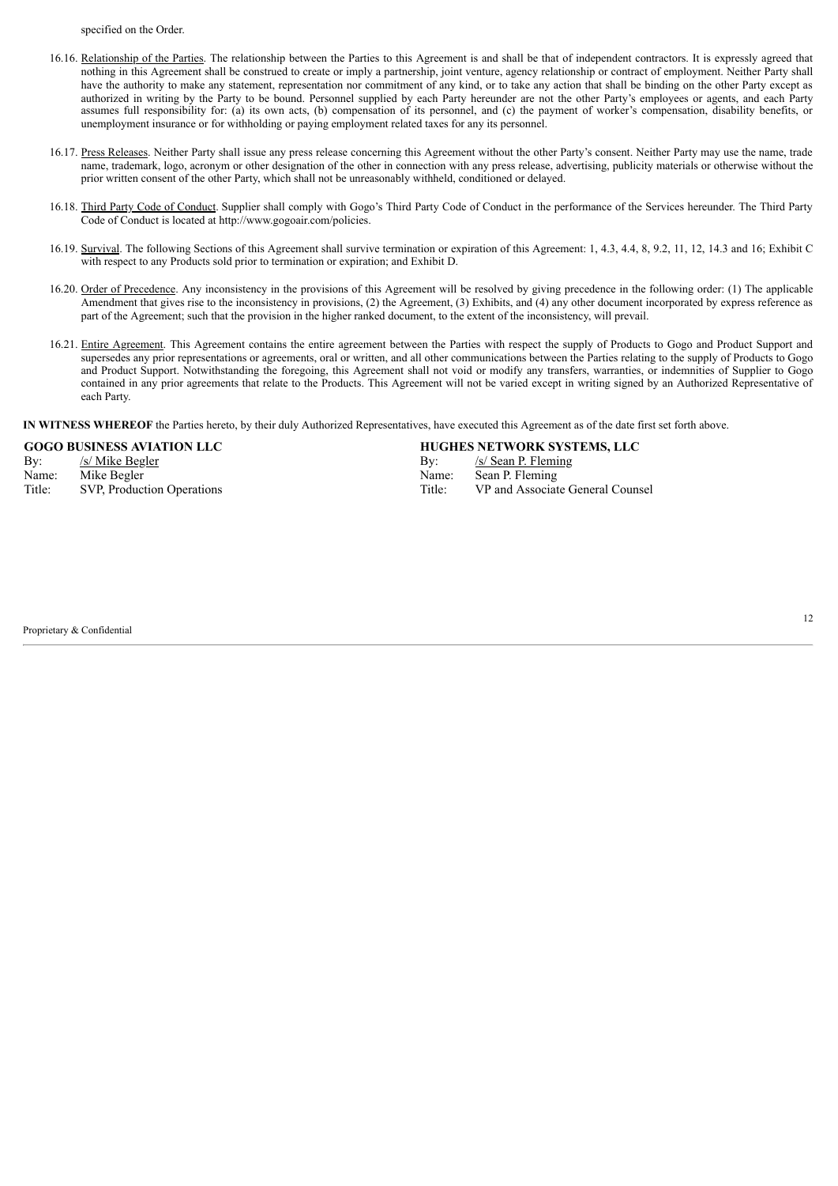specified on the Order.

16.16. Relationship of the Parties. The relationship between the Parties to this Agreement is and shall be that of independent contractors. It is expressly agreed that nothing in this Agreement shall be construed to create or imply a partnership, joint venture, agency relationship or contract of employment. Neither Party shall have the authority to make any statement, representation nor commitment of any kind, or to take any action that shall be binding on the other Party except as authorized in writing by the Party to be bound. Personnel supplied by each Party hereunder are not the other Party's employees or agents, and each Party assumes full responsibility for: (a) its own acts, (b) compensation of its personnel, and (c) the payment of worker's compensation, disability benefits, or unemployment insurance or for withholding or paying employment related taxes for any its personnel.

16.17. Press Releases. Neither Party shall issue any press release concerning this Agreement without the other Party's consent. Neither Party may use the name, trade name, trademark, logo, acronym or other designation of the other in connection with any press release, advertising, publicity materials or otherwise without the prior written consent of the other Party, which shall not be unreasonably withheld, conditioned or delayed.

16.18. Third Party Code of Conduct. Supplier shall comply with Gogo's Third Party Code of Conduct in the performance of the Services hereunder. The Third Party Code of Conduct is located at http://www.gogoair.com/policies.

16.19. Survival. The following Sections of this Agreement shall survive termination or expiration of this Agreement: 1, 4.3, 4.4, 8, 9.2, 11, 12, 14.3 and 16; Exhibit C with respect to any Products sold prior to termination or expiration; and Exhibit D.

16.20. Order of Precedence. Any inconsistency in the provisions of this Agreement will be resolved by giving precedence in the following order: (1) The applicable Amendment that gives rise to the inconsistency in provisions, (2) the Agreement, (3) Exhibits, and (4) any other document incorporated by express reference as part of the Agreement; such that the provision in the higher ranked document, to the extent of the inconsistency, will prevail.

16.21. Entire Agreement. This Agreement contains the entire agreement between the Parties with respect the supply of Products to Gogo and Product Support and supersedes any prior representations or agreements, oral or written, and all other communications between the Parties relating to the supply of Products to Gogo and Product Support. Notwithstanding the foregoing, this Agreement shall not void or modify any transfers, warranties, or indemnities of Supplier to Gogo contained in any prior agreements that relate to the Products. This Agreement will not be varied except in writing signed by an Authorized Representative of each Party.

**IN WITNESS WHEREOF** the Parties hereto, by their duly Authorized Representatives, have executed this Agreement as of the date first set forth above.

**GOGO BUSINESS AVIATION LLC**

By: /s/ Mike Begler
Name: Mike Begler
Title: SVP, Production Operations

**HUGHES NETWORK SYSTEMS, LLC**

By: /s/ Sean P. Fleming
Name: Sean P. Fleming
Title: VP and Associate General Counsel

Proprietary & Confidential